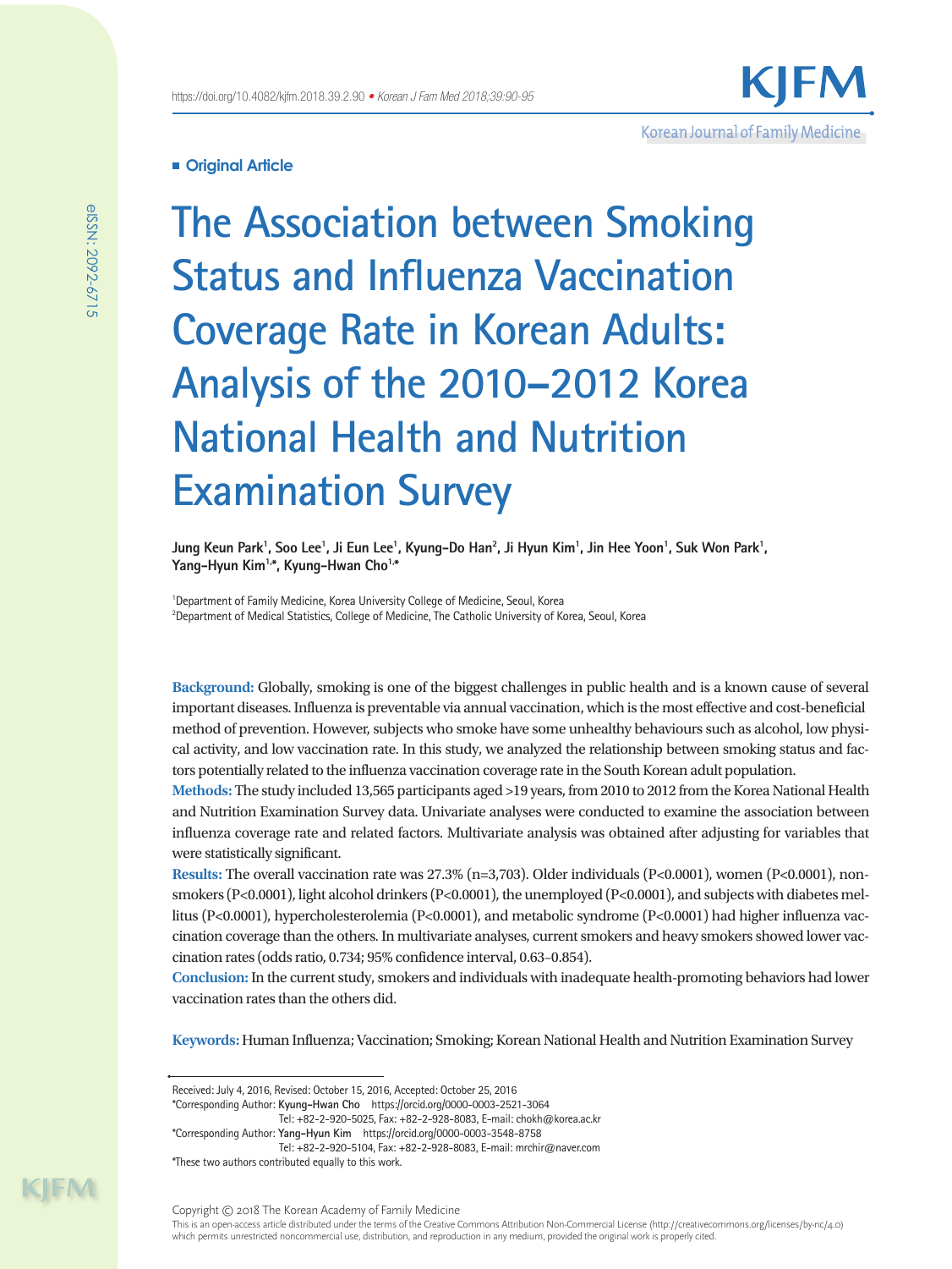■ Original Article

# The Association between Smoking Status and Influenza Vaccination Coverage Rate in Korean Adults: Analysis of the 2010–2012 Korea National Health and Nutrition Examination Survey

**Jung Keun Park[1], Soo Lee[1], Ji Eun Lee[1], Kyung-Do Han[2], Ji Hyun Kim[1], Jin Hee Yoon[1], Suk Won Park[1], Yang-Hyun Kim[1,*], Kyung-Hwan Cho[1,*]**

[1]Department of Family Medicine, Korea University College of Medicine, Seoul, Korea
[2]Department of Medical Statistics, College of Medicine, The Catholic University of Korea, Seoul, Korea

**Background:** Globally, smoking is one of the biggest challenges in public health and is a known cause of several important diseases. Influenza is preventable via annual vaccination, which is the most effective and cost-beneficial method of prevention. However, subjects who smoke have some unhealthy behaviours such as alcohol, low physical activity, and low vaccination rate. In this study, we analyzed the relationship between smoking status and factors potentially related to the influenza vaccination coverage rate in the South Korean adult population.

**Methods:** The study included 13,565 participants aged >19 years, from 2010 to 2012 from the Korea National Health and Nutrition Examination Survey data. Univariate analyses were conducted to examine the association between influenza coverage rate and related factors. Multivariate analysis was obtained after adjusting for variables that were statistically significant.

**Results:** The overall vaccination rate was 27.3% (n=3,703). Older individuals (P<0.0001), women (P<0.0001), non-smokers (P<0.0001), light alcohol drinkers (P<0.0001), the unemployed (P<0.0001), and subjects with diabetes mellitus (P<0.0001), hypercholesterolemia (P<0.0001), and metabolic syndrome (P<0.0001) had higher influenza vaccination coverage than the others. In multivariate analyses, current smokers and heavy smokers showed lower vaccination rates (odds ratio, 0.734; 95% confidence interval, 0.63–0.854).

**Conclusion:** In the current study, smokers and individuals with inadequate health-promoting behaviors had lower vaccination rates than the others did.

**Keywords:** Human Influenza; Vaccination; Smoking; Korean National Health and Nutrition Examination Survey

Received: July 4, 2016, Revised: October 15, 2016, Accepted: October 25, 2016
*Corresponding Author: **Kyung-Hwan Cho** https://orcid.org/0000-0003-2521-3064
Tel: +82-2-920-5025, Fax: +82-2-928-8083, E-mail: chokh@korea.ac.kr
*Corresponding Author: **Yang-Hyun Kim** https://orcid.org/0000-0003-3548-8758
Tel: +82-2-920-5104, Fax: +82-2-928-8083, E-mail: mrchir@naver.com
*These two authors contributed equally to this work.

Copyright © 2018 The Korean Academy of Family Medicine
This is an open-access article distributed under the terms of the Creative Commons Attribution Non-Commercial License (http://creativecommons.org/licenses/by-nc/4.0) which permits unrestricted noncommercial use, distribution, and reproduction in any medium, provided the original work is properly cited.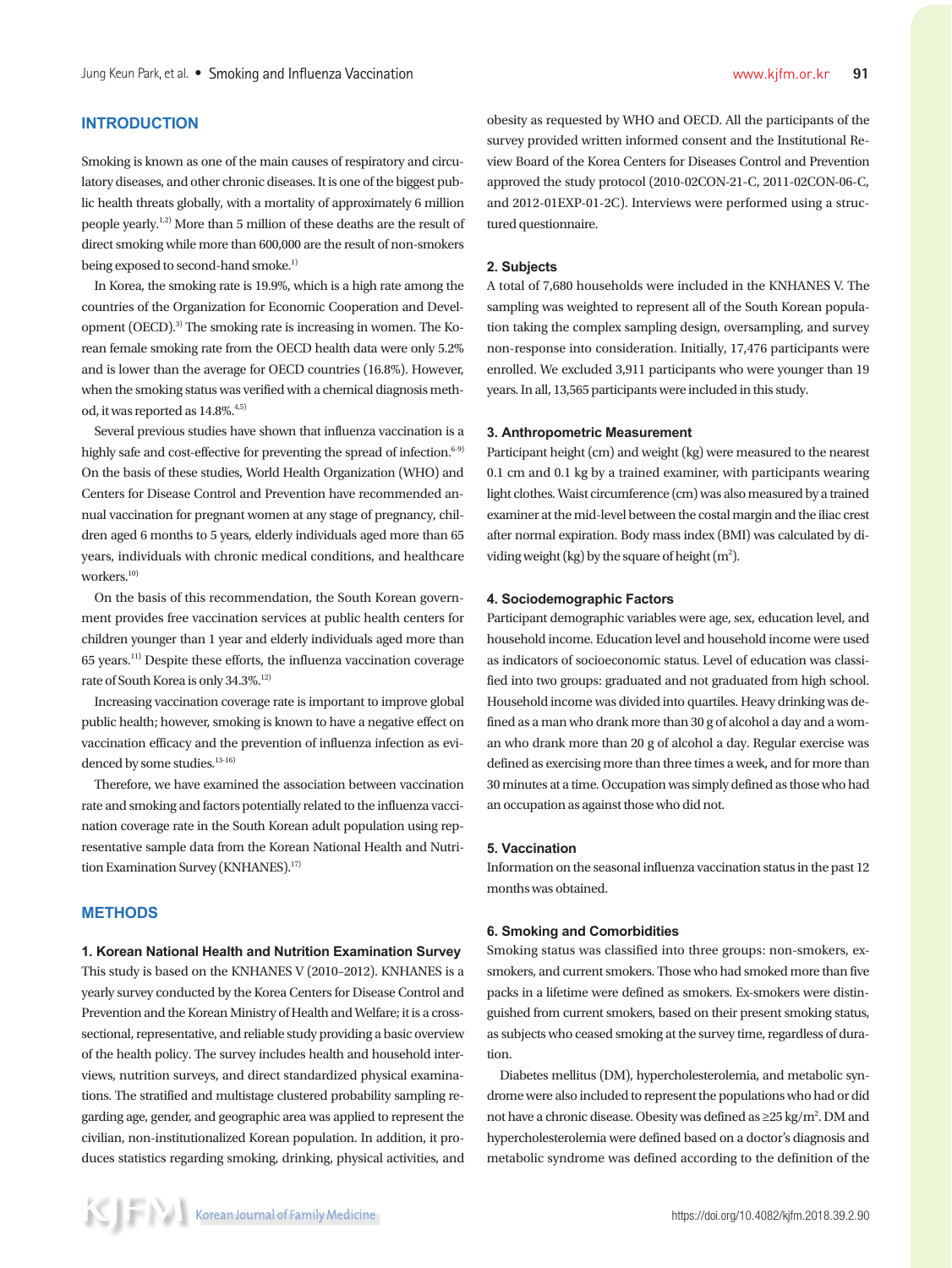## INTRODUCTION

Smoking is known as one of the main causes of respiratory and circulatory diseases, and other chronic diseases. It is one of the biggest public health threats globally, with a mortality of approximately 6 million people yearly.[1,2] More than 5 million of these deaths are the result of direct smoking while more than 600,000 are the result of non-smokers being exposed to second-hand smoke.[1]

In Korea, the smoking rate is 19.9%, which is a high rate among the countries of the Organization for Economic Cooperation and Development (OECD).[3] The smoking rate is increasing in women. The Korean female smoking rate from the OECD health data were only 5.2% and is lower than the average for OECD countries (16.8%). However, when the smoking status was verified with a chemical diagnosis method, it was reported as 14.8%.[4,5]

Several previous studies have shown that influenza vaccination is a highly safe and cost-effective for preventing the spread of infection.[6-9] On the basis of these studies, World Health Organization (WHO) and Centers for Disease Control and Prevention have recommended annual vaccination for pregnant women at any stage of pregnancy, children aged 6 months to 5 years, elderly individuals aged more than 65 years, individuals with chronic medical conditions, and healthcare workers.[10]

On the basis of this recommendation, the South Korean government provides free vaccination services at public health centers for children younger than 1 year and elderly individuals aged more than 65 years.[11] Despite these efforts, the influenza vaccination coverage rate of South Korea is only 34.3%.[12]

Increasing vaccination coverage rate is important to improve global public health; however, smoking is known to have a negative effect on vaccination efficacy and the prevention of influenza infection as evidenced by some studies.[13-16]

Therefore, we have examined the association between vaccination rate and smoking and factors potentially related to the influenza vaccination coverage rate in the South Korean adult population using representative sample data from the Korean National Health and Nutrition Examination Survey (KNHANES).[17]

## METHODS

### 1. Korean National Health and Nutrition Examination Survey

This study is based on the KNHANES V (2010–2012). KNHANES is a yearly survey conducted by the Korea Centers for Disease Control and Prevention and the Korean Ministry of Health and Welfare; it is a cross-sectional, representative, and reliable study providing a basic overview of the health policy. The survey includes health and household interviews, nutrition surveys, and direct standardized physical examinations. The stratified and multistage clustered probability sampling regarding age, gender, and geographic area was applied to represent the civilian, non-institutionalized Korean population. In addition, it produces statistics regarding smoking, drinking, physical activities, and obesity as requested by WHO and OECD. All the participants of the survey provided written informed consent and the Institutional Review Board of the Korea Centers for Diseases Control and Prevention approved the study protocol (2010-02CON-21-C, 2011-02CON-06-C, and 2012-01EXP-01-2C). Interviews were performed using a structured questionnaire.

### 2. Subjects

A total of 7,680 households were included in the KNHANES V. The sampling was weighted to represent all of the South Korean population taking the complex sampling design, oversampling, and survey non-response into consideration. Initially, 17,476 participants were enrolled. We excluded 3,911 participants who were younger than 19 years. In all, 13,565 participants were included in this study.

### 3. Anthropometric Measurement

Participant height (cm) and weight (kg) were measured to the nearest 0.1 cm and 0.1 kg by a trained examiner, with participants wearing light clothes. Waist circumference (cm) was also measured by a trained examiner at the mid-level between the costal margin and the iliac crest after normal expiration. Body mass index (BMI) was calculated by dividing weight (kg) by the square of height ($m^2$).

### 4. Sociodemographic Factors

Participant demographic variables were age, sex, education level, and household income. Education level and household income were used as indicators of socioeconomic status. Level of education was classified into two groups: graduated and not graduated from high school. Household income was divided into quartiles. Heavy drinking was defined as a man who drank more than 30 g of alcohol a day and a woman who drank more than 20 g of alcohol a day. Regular exercise was defined as exercising more than three times a week, and for more than 30 minutes at a time. Occupation was simply defined as those who had an occupation as against those who did not.

### 5. Vaccination

Information on the seasonal influenza vaccination status in the past 12 months was obtained.

### 6. Smoking and Comorbidities

Smoking status was classified into three groups: non-smokers, ex-smokers, and current smokers. Those who had smoked more than five packs in a lifetime were defined as smokers. Ex-smokers were distinguished from current smokers, based on their present smoking status, as subjects who ceased smoking at the survey time, regardless of duration.

Diabetes mellitus (DM), hypercholesterolemia, and metabolic syndrome were also included to represent the populations who had or did not have a chronic disease. Obesity was defined as ≥25 kg/$m^2$. DM and hypercholesterolemia were defined based on a doctor's diagnosis and metabolic syndrome was defined according to the definition of the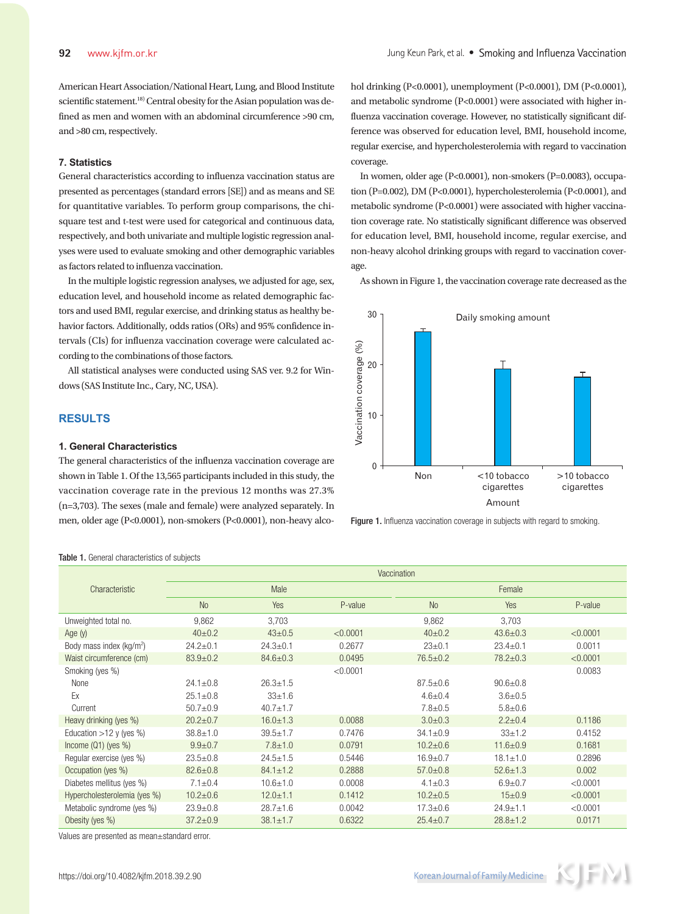American Heart Association/National Heart, Lung, and Blood Institute scientific statement.[18] Central obesity for the Asian population was defined as men and women with an abdominal circumference >90 cm, and >80 cm, respectively.

### 7. Statistics

General characteristics according to influenza vaccination status are presented as percentages (standard errors [SE]) and as means and SE for quantitative variables. To perform group comparisons, the chi-square test and t-test were used for categorical and continuous data, respectively, and both univariate and multiple logistic regression analyses were used to evaluate smoking and other demographic variables as factors related to influenza vaccination.

In the multiple logistic regression analyses, we adjusted for age, sex, education level, and household income as related demographic factors and used BMI, regular exercise, and drinking status as healthy behavior factors. Additionally, odds ratios (ORs) and 95% confidence intervals (CIs) for influenza vaccination coverage were calculated according to the combinations of those factors.

All statistical analyses were conducted using SAS ver. 9.2 for Windows (SAS Institute Inc., Cary, NC, USA).

## RESULTS

### 1. General Characteristics

The general characteristics of the influenza vaccination coverage are shown in Table 1. Of the 13,565 participants included in this study, the vaccination coverage rate in the previous 12 months was 27.3% (n=3,703). The sexes (male and female) were analyzed separately. In men, older age (P<0.0001), non-smokers (P<0.0001), non-heavy alcohol drinking (P<0.0001), unemployment (P<0.0001), DM (P<0.0001), and metabolic syndrome (P<0.0001) were associated with higher influenza vaccination coverage. However, no statistically significant difference was observed for education level, BMI, household income, regular exercise, and hypercholesterolemia with regard to vaccination coverage.

In women, older age (P<0.0001), non-smokers (P=0.0083), occupation (P=0.002), DM (P<0.0001), hypercholesterolemia (P<0.0001), and metabolic syndrome (P<0.0001) were associated with higher vaccination coverage rate. No statistically significant difference was observed for education level, BMI, household income, regular exercise, and non-heavy alcohol drinking groups with regard to vaccination coverage.

As shown in Figure 1, the vaccination coverage rate decreased as the

Figure 1. Influenza vaccination coverage in subjects with regard to smoking.

Table 1. General characteristics of subjects

| Characteristic | Vaccination | | | | | |
|---|---|---|---|---|---|---|
| | Male | | | Female | | |
| | No | Yes | P-value | No | Yes | P-value |
| Unweighted total no. | 9,862 | 3,703 | | 9,862 | 3,703 | |
| Age (y) | 40±0.2 | 43±0.5 | <0.0001 | 40±0.2 | 43.6±0.3 | <0.0001 |
| Body mass index (kg/m$^2$) | 24.2±0.1 | 24.3±0.1 | 0.2677 | 23±0.1 | 23.4±0.1 | 0.0011 |
| Waist circumference (cm) | 83.9±0.2 | 84.6±0.3 | 0.0495 | 76.5±0.2 | 78.2±0.3 | <0.0001 |
| Smoking (yes %) | | | <0.0001 | | | 0.0083 |
| None | 24.1±0.8 | 26.3±1.5 | | 87.5±0.6 | 90.6±0.8 | |
| Ex | 25.1±0.8 | 33±1.6 | | 4.6±0.4 | 3.6±0.5 | |
| Current | 50.7±0.9 | 40.7±1.7 | | 7.8±0.5 | 5.8±0.6 | |
| Heavy drinking (yes %) | 20.2±0.7 | 16.0±1.3 | 0.0088 | 3.0±0.3 | 2.2±0.4 | 0.1186 |
| Education >12 y (yes %) | 38.8±1.0 | 39.5±1.7 | 0.7476 | 34.1±0.9 | 33±1.2 | 0.4152 |
| Income (Q1) (yes %) | 9.9±0.7 | 7.8±1.0 | 0.0791 | 10.2±0.6 | 11.6±0.9 | 0.1681 |
| Regular exercise (yes %) | 23.5±0.8 | 24.5±1.5 | 0.5446 | 16.9±0.7 | 18.1±1.0 | 0.2896 |
| Occupation (yes %) | 82.6±0.8 | 84.1±1.2 | 0.2888 | 57.0±0.8 | 52.6±1.3 | 0.002 |
| Diabetes mellitus (yes %) | 7.1±0.4 | 10.6±1.0 | 0.0008 | 4.1±0.3 | 6.9±0.7 | <0.0001 |
| Hypercholesterolemia (yes %) | 10.2±0.6 | 12.0±1.1 | 0.1412 | 10.2±0.5 | 15±0.9 | <0.0001 |
| Metabolic syndrome (yes %) | 23.9±0.8 | 28.7±1.6 | 0.0042 | 17.3±0.6 | 24.9±1.1 | <0.0001 |
| Obesity (yes %) | 37.2±0.9 | 38.1±1.7 | 0.6322 | 25.4±0.7 | 28.8±1.2 | 0.0171 |

Values are presented as mean±standard error.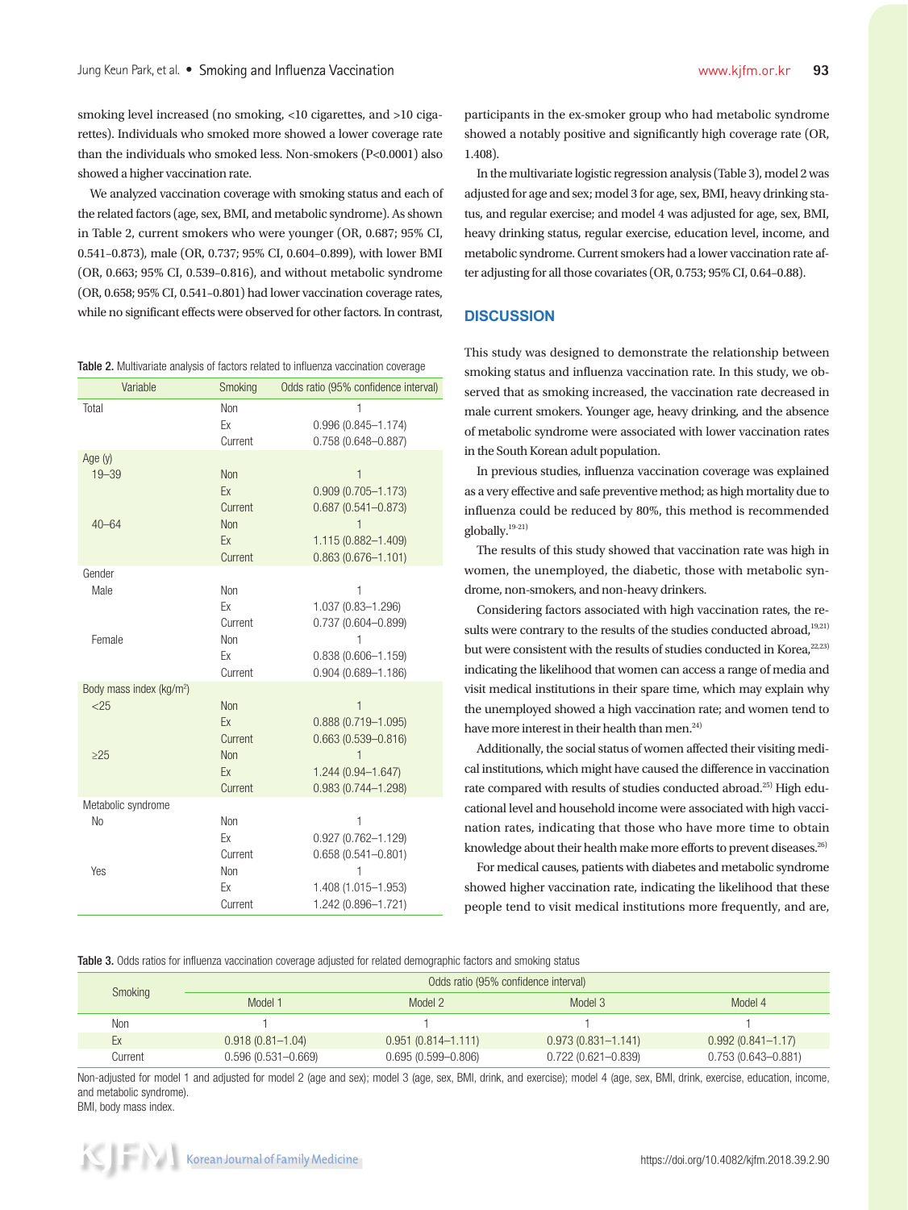smoking level increased (no smoking, <10 cigarettes, and >10 cigarettes). Individuals who smoked more showed a lower coverage rate than the individuals who smoked less. Non-smokers (P<0.0001) also showed a higher vaccination rate.

We analyzed vaccination coverage with smoking status and each of the related factors (age, sex, BMI, and metabolic syndrome). As shown in Table 2, current smokers who were younger (OR, 0.687; 95% CI, 0.541–0.873), male (OR, 0.737; 95% CI, 0.604–0.899), with lower BMI (OR, 0.663; 95% CI, 0.539–0.816), and without metabolic syndrome (OR, 0.658; 95% CI, 0.541–0.801) had lower vaccination coverage rates, while no significant effects were observed for other factors. In contrast, participants in the ex-smoker group who had metabolic syndrome showed a notably positive and significantly high coverage rate (OR, 1.408).

Table 2. Multivariate analysis of factors related to influenza vaccination coverage

| Variable | Smoking | Odds ratio (95% confidence interval) |
|---|---|---|
| Total | Non | 1 |
| | Ex | 0.996 (0.845–1.174) |
| | Current | 0.758 (0.648–0.887) |
| Age (y) | | |
| 19–39 | Non | 1 |
| | Ex | 0.909 (0.705–1.173) |
| | Current | 0.687 (0.541–0.873) |
| 40–64 | Non | 1 |
| | Ex | 1.115 (0.882–1.409) |
| | Current | 0.863 (0.676–1.101) |
| Gender | | |
| Male | Non | 1 |
| | Ex | 1.037 (0.83–1.296) |
| | Current | 0.737 (0.604–0.899) |
| Female | Non | 1 |
| | Ex | 0.838 (0.606–1.159) |
| | Current | 0.904 (0.689–1.186) |
| Body mass index (kg/m$^2$) | | |
| <25 | Non | 1 |
| | Ex | 0.888 (0.719–1.095) |
| | Current | 0.663 (0.539–0.816) |
| ≥25 | Non | 1 |
| | Ex | 1.244 (0.94–1.647) |
| | Current | 0.983 (0.744–1.298) |
| Metabolic syndrome | | |
| No | Non | 1 |
| | Ex | 0.927 (0.762–1.129) |
| | Current | 0.658 (0.541–0.801) |
| Yes | Non | 1 |
| | Ex | 1.408 (1.015–1.953) |
| | Current | 1.242 (0.896–1.721) |

In the multivariate logistic regression analysis (Table 3), model 2 was adjusted for age and sex; model 3 for age, sex, BMI, heavy drinking status, and regular exercise; and model 4 was adjusted for age, sex, BMI, heavy drinking status, regular exercise, education level, income, and metabolic syndrome. Current smokers had a lower vaccination rate after adjusting for all those covariates (OR, 0.753; 95% CI, 0.64–0.88).

## DISCUSSION

This study was designed to demonstrate the relationship between smoking status and influenza vaccination rate. In this study, we observed that as smoking increased, the vaccination rate decreased in male current smokers. Younger age, heavy drinking, and the absence of metabolic syndrome were associated with lower vaccination rates in the South Korean adult population.

In previous studies, influenza vaccination coverage was explained as a very effective and safe preventive method; as high mortality due to influenza could be reduced by 80%, this method is recommended globally.[19-21]

The results of this study showed that vaccination rate was high in women, the unemployed, the diabetic, those with metabolic syndrome, non-smokers, and non-heavy drinkers.

Considering factors associated with high vaccination rates, the results were contrary to the results of the studies conducted abroad,[19,21] but were consistent with the results of studies conducted in Korea,[22,23] indicating the likelihood that women can access a range of media and visit medical institutions in their spare time, which may explain why the unemployed showed a high vaccination rate; and women tend to have more interest in their health than men.[24]

Additionally, the social status of women affected their visiting medical institutions, which might have caused the difference in vaccination rate compared with results of studies conducted abroad.[25] High educational level and household income were associated with high vaccination rates, indicating that those who have more time to obtain knowledge about their health make more efforts to prevent diseases.[26]

For medical causes, patients with diabetes and metabolic syndrome showed higher vaccination rate, indicating the likelihood that these people tend to visit medical institutions more frequently, and are,

Table 3. Odds ratios for influenza vaccination coverage adjusted for related demographic factors and smoking status

| Smoking | Odds ratio (95% confidence interval) | | | |
|---|---|---|---|---|
| | Model 1 | Model 2 | Model 3 | Model 4 |
| Non | 1 | 1 | 1 | 1 |
| Ex | 0.918 (0.81–1.04) | 0.951 (0.814–1.111) | 0.973 (0.831–1.141) | 0.992 (0.841–1.17) |
| Current | 0.596 (0.531–0.669) | 0.695 (0.599–0.806) | 0.722 (0.621–0.839) | 0.753 (0.643–0.881) |

Non-adjusted for model 1 and adjusted for model 2 (age and sex); model 3 (age, sex, BMI, drink, and exercise); model 4 (age, sex, BMI, drink, exercise, education, income, and metabolic syndrome).
BMI, body mass index.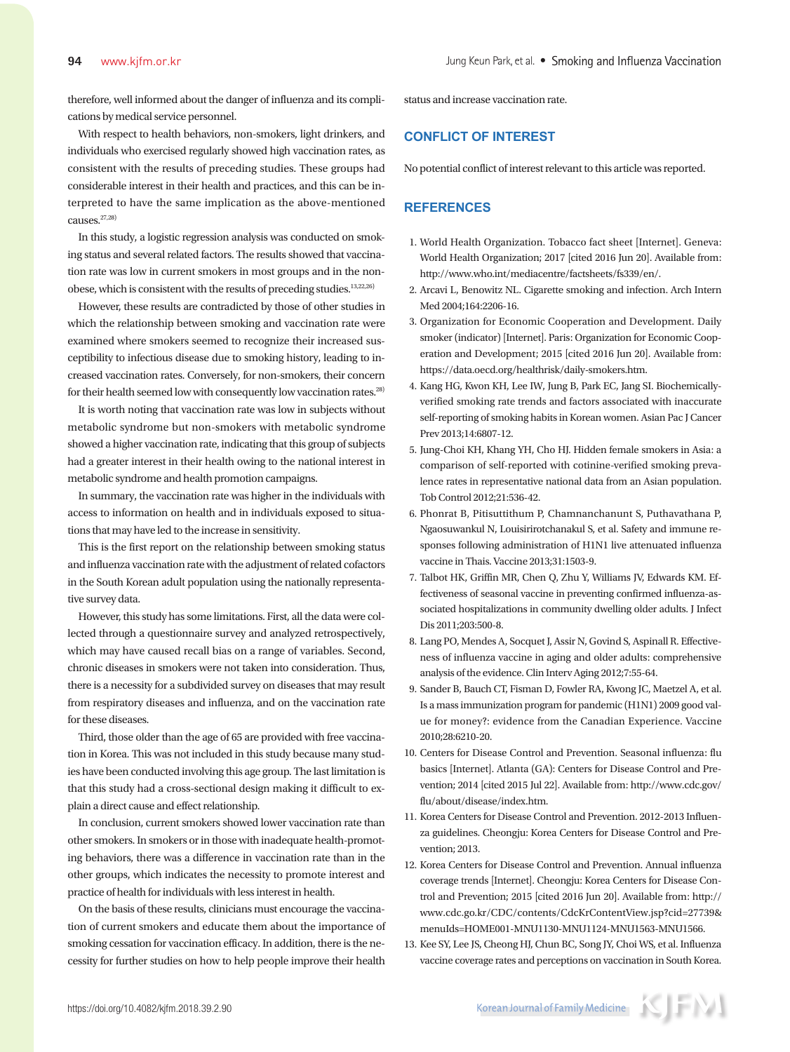therefore, well informed about the danger of influenza and its complications by medical service personnel.

With respect to health behaviors, non-smokers, light drinkers, and individuals who exercised regularly showed high vaccination rates, as consistent with the results of preceding studies. These groups had considerable interest in their health and practices, and this can be interpreted to have the same implication as the above-mentioned causes.[27,28)]

In this study, a logistic regression analysis was conducted on smoking status and several related factors. The results showed that vaccination rate was low in current smokers in most groups and in the non-obese, which is consistent with the results of preceding studies.[13,22,26)]

However, these results are contradicted by those of other studies in which the relationship between smoking and vaccination rate were examined where smokers seemed to recognize their increased susceptibility to infectious disease due to smoking history, leading to increased vaccination rates. Conversely, for non-smokers, their concern for their health seemed low with consequently low vaccination rates.[28)]

It is worth noting that vaccination rate was low in subjects without metabolic syndrome but non-smokers with metabolic syndrome showed a higher vaccination rate, indicating that this group of subjects had a greater interest in their health owing to the national interest in metabolic syndrome and health promotion campaigns.

In summary, the vaccination rate was higher in the individuals with access to information on health and in individuals exposed to situations that may have led to the increase in sensitivity.

This is the first report on the relationship between smoking status and influenza vaccination rate with the adjustment of related cofactors in the South Korean adult population using the nationally representative survey data.

However, this study has some limitations. First, all the data were collected through a questionnaire survey and analyzed retrospectively, which may have caused recall bias on a range of variables. Second, chronic diseases in smokers were not taken into consideration. Thus, there is a necessity for a subdivided survey on diseases that may result from respiratory diseases and influenza, and on the vaccination rate for these diseases.

Third, those older than the age of 65 are provided with free vaccination in Korea. This was not included in this study because many studies have been conducted involving this age group. The last limitation is that this study had a cross-sectional design making it difficult to explain a direct cause and effect relationship.

In conclusion, current smokers showed lower vaccination rate than other smokers. In smokers or in those with inadequate health-promoting behaviors, there was a difference in vaccination rate than in the other groups, which indicates the necessity to promote interest and practice of health for individuals with less interest in health.

On the basis of these results, clinicians must encourage the vaccination of current smokers and educate them about the importance of smoking cessation for vaccination efficacy. In addition, there is the necessity for further studies on how to help people improve their health status and increase vaccination rate.

## CONFLICT OF INTEREST

No potential conflict of interest relevant to this article was reported.

## REFERENCES

1. World Health Organization. Tobacco fact sheet [Internet]. Geneva: World Health Organization; 2017 [cited 2016 Jun 20]. Available from: http://www.who.int/mediacentre/factsheets/fs339/en/.
2. Arcavi L, Benowitz NL. Cigarette smoking and infection. Arch Intern Med 2004;164:2206-16.
3. Organization for Economic Cooperation and Development. Daily smoker (indicator) [Internet]. Paris: Organization for Economic Cooperation and Development; 2015 [cited 2016 Jun 20]. Available from: https://data.oecd.org/healthrisk/daily-smokers.htm.
4. Kang HG, Kwon KH, Lee IW, Jung B, Park EC, Jang SI. Biochemically-verified smoking rate trends and factors associated with inaccurate self-reporting of smoking habits in Korean women. Asian Pac J Cancer Prev 2013;14:6807-12.
5. Jung-Choi KH, Khang YH, Cho HJ. Hidden female smokers in Asia: a comparison of self-reported with cotinine-verified smoking prevalence rates in representative national data from an Asian population. Tob Control 2012;21:536-42.
6. Phonrat B, Pitisuttithum P, Chamnanchanunt S, Puthavathana P, Ngaosuwankul N, Louisirirotchanakul S, et al. Safety and immune responses following administration of H1N1 live attenuated influenza vaccine in Thais. Vaccine 2013;31:1503-9.
7. Talbot HK, Griffin MR, Chen Q, Zhu Y, Williams JV, Edwards KM. Effectiveness of seasonal vaccine in preventing confirmed influenza-associated hospitalizations in community dwelling older adults. J Infect Dis 2011;203:500-8.
8. Lang PO, Mendes A, Socquet J, Assir N, Govind S, Aspinall R. Effectiveness of influenza vaccine in aging and older adults: comprehensive analysis of the evidence. Clin Interv Aging 2012;7:55-64.
9. Sander B, Bauch CT, Fisman D, Fowler RA, Kwong JC, Maetzel A, et al. Is a mass immunization program for pandemic (H1N1) 2009 good value for money?: evidence from the Canadian Experience. Vaccine 2010;28:6210-20.
10. Centers for Disease Control and Prevention. Seasonal influenza: flu basics [Internet]. Atlanta (GA): Centers for Disease Control and Prevention; 2014 [cited 2015 Jul 22]. Available from: http://www.cdc.gov/flu/about/disease/index.htm.
11. Korea Centers for Disease Control and Prevention. 2012-2013 Influenza guidelines. Cheongju: Korea Centers for Disease Control and Prevention; 2013.
12. Korea Centers for Disease Control and Prevention. Annual influenza coverage trends [Internet]. Cheongju: Korea Centers for Disease Control and Prevention; 2015 [cited 2016 Jun 20]. Available from: http://www.cdc.go.kr/CDC/contents/CdcKrContentView.jsp?cid=27739&menuIds=HOME001-MNU1130-MNU1124-MNU1563-MNU1566.
13. Kee SY, Lee JS, Cheong HJ, Chun BC, Song JY, Choi WS, et al. Influenza vaccine coverage rates and perceptions on vaccination in South Korea.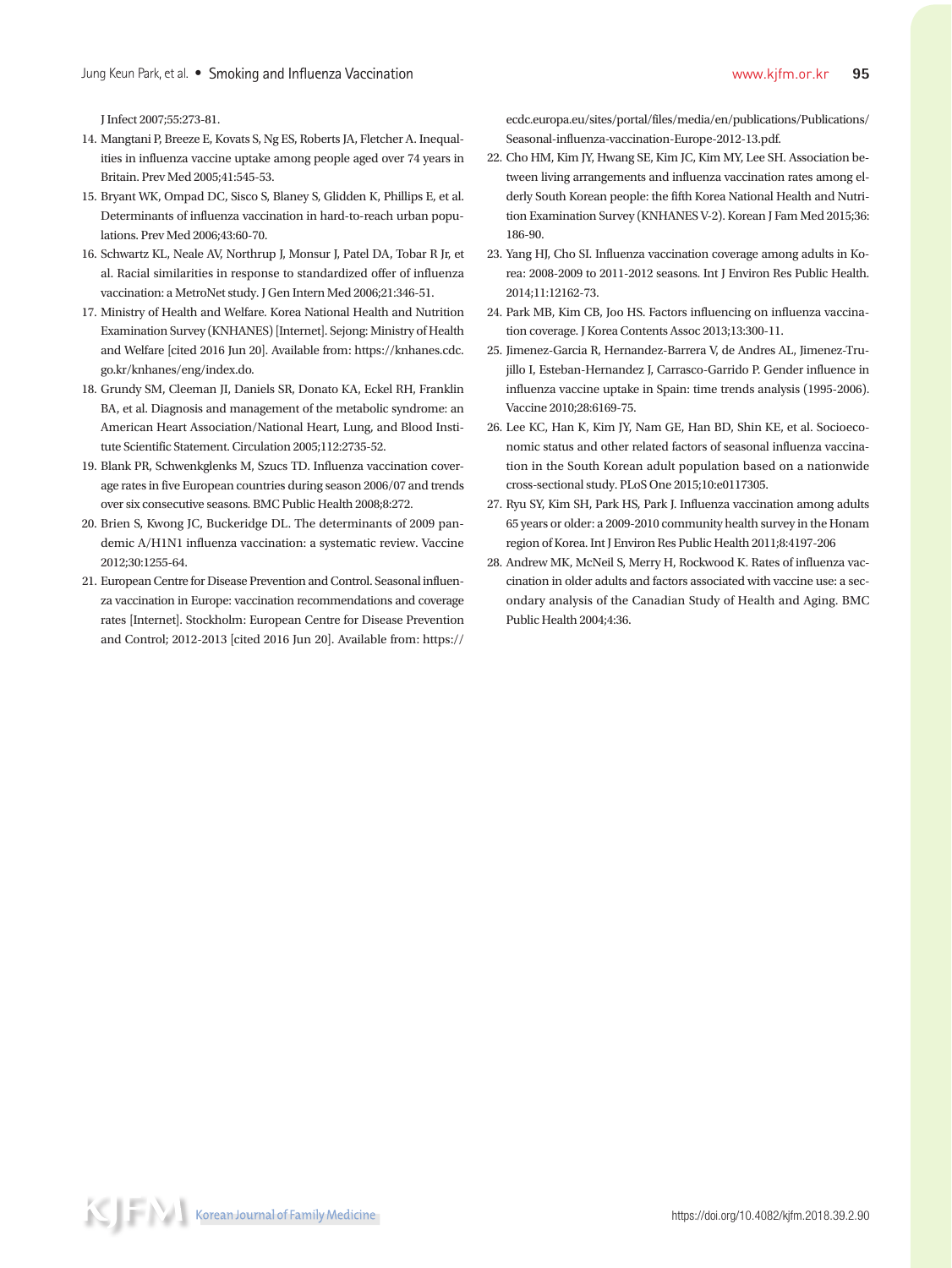J Infect 2007;55:273-81.

14. Mangtani P, Breeze E, Kovats S, Ng ES, Roberts JA, Fletcher A. Inequalities in influenza vaccine uptake among people aged over 74 years in Britain. Prev Med 2005;41:545-53.
15. Bryant WK, Ompad DC, Sisco S, Blaney S, Glidden K, Phillips E, et al. Determinants of influenza vaccination in hard-to-reach urban populations. Prev Med 2006;43:60-70.
16. Schwartz KL, Neale AV, Northrup J, Monsur J, Patel DA, Tobar R Jr, et al. Racial similarities in response to standardized offer of influenza vaccination: a MetroNet study. J Gen Intern Med 2006;21:346-51.
17. Ministry of Health and Welfare. Korea National Health and Nutrition Examination Survey (KNHANES) [Internet]. Sejong: Ministry of Health and Welfare [cited 2016 Jun 20]. Available from: https://knhanes.cdc.go.kr/knhanes/eng/index.do.
18. Grundy SM, Cleeman JI, Daniels SR, Donato KA, Eckel RH, Franklin BA, et al. Diagnosis and management of the metabolic syndrome: an American Heart Association/National Heart, Lung, and Blood Institute Scientific Statement. Circulation 2005;112:2735-52.
19. Blank PR, Schwenkglenks M, Szucs TD. Influenza vaccination coverage rates in five European countries during season 2006/07 and trends over six consecutive seasons. BMC Public Health 2008;8:272.
20. Brien S, Kwong JC, Buckeridge DL. The determinants of 2009 pandemic A/H1N1 influenza vaccination: a systematic review. Vaccine 2012;30:1255-64.
21. European Centre for Disease Prevention and Control. Seasonal influenza vaccination in Europe: vaccination recommendations and coverage rates [Internet]. Stockholm: European Centre for Disease Prevention and Control; 2012-2013 [cited 2016 Jun 20]. Available from: https://ecdc.europa.eu/sites/portal/files/media/en/publications/Publications/Seasonal-influenza-vaccination-Europe-2012-13.pdf.
22. Cho HM, Kim JY, Hwang SE, Kim JC, Kim MY, Lee SH. Association between living arrangements and influenza vaccination rates among elderly South Korean people: the fifth Korea National Health and Nutrition Examination Survey (KNHANES V-2). Korean J Fam Med 2015;36:186-90.
23. Yang HJ, Cho SI. Influenza vaccination coverage among adults in Korea: 2008-2009 to 2011-2012 seasons. Int J Environ Res Public Health. 2014;11:12162-73.
24. Park MB, Kim CB, Joo HS. Factors influencing on influenza vaccination coverage. J Korea Contents Assoc 2013;13:300-11.
25. Jimenez-Garcia R, Hernandez-Barrera V, de Andres AL, Jimenez-Trujillo I, Esteban-Hernandez J, Carrasco-Garrido P. Gender influence in influenza vaccine uptake in Spain: time trends analysis (1995-2006). Vaccine 2010;28:6169-75.
26. Lee KC, Han K, Kim JY, Nam GE, Han BD, Shin KE, et al. Socioeconomic status and other related factors of seasonal influenza vaccination in the South Korean adult population based on a nationwide cross-sectional study. PLoS One 2015;10:e0117305.
27. Ryu SY, Kim SH, Park HS, Park J. Influenza vaccination among adults 65 years or older: a 2009-2010 community health survey in the Honam region of Korea. Int J Environ Res Public Health 2011;8:4197-206
28. Andrew MK, McNeil S, Merry H, Rockwood K. Rates of influenza vaccination in older adults and factors associated with vaccine use: a secondary analysis of the Canadian Study of Health and Aging. BMC Public Health 2004;4:36.